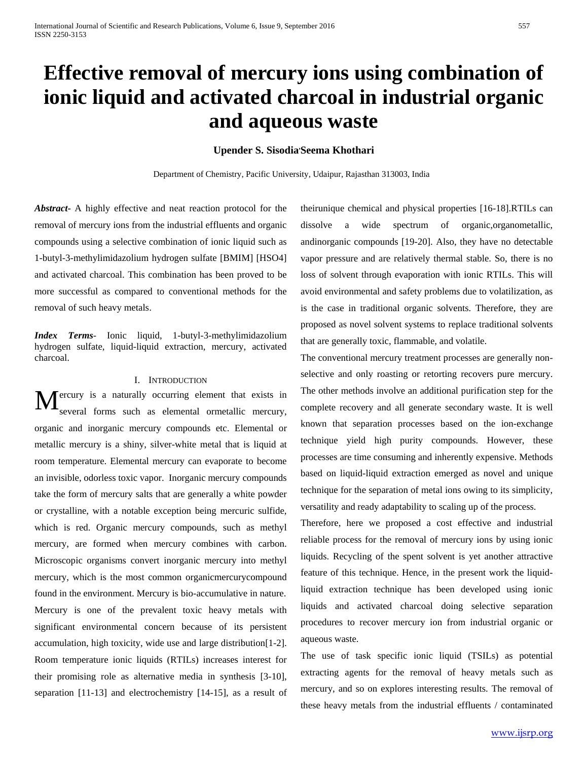# Effective removal of mercury ions using combination of ionic liquid and activated charcoal in industrial organic and aqueous waste

**Upender S. Sisodia**, **Seema Khothari**

Department of Chemistry, Pacific University, Udaipur, Rajasthan 313003, India

***Abstract***- A highly effective and neat reaction protocol for the removal of mercury ions from the industrial effluents and organic compounds using a selective combination of ionic liquid such as 1-butyl-3-methylimidazolium hydrogen sulfate [BMIM] [HSO4] and activated charcoal. This combination has been proved to be more successful as compared to conventional methods for the removal of such heavy metals.

***Index Terms***- Ionic liquid, 1-butyl-3-methylimidazolium hydrogen sulfate, liquid-liquid extraction, mercury, activated charcoal.

## I. Introduction

Mercury is a naturally occurring element that exists in several forms such as elemental ormetallic mercury, organic and inorganic mercury compounds etc. Elemental or metallic mercury is a shiny, silver-white metal that is liquid at room temperature. Elemental mercury can evaporate to become an invisible, odorless toxic vapor. Inorganic mercury compounds take the form of mercury salts that are generally a white powder or crystalline, with a notable exception being mercuric sulfide, which is red. Organic mercury compounds, such as methyl mercury, are formed when mercury combines with carbon. Microscopic organisms convert inorganic mercury into methyl mercury, which is the most common organicmercurycompound found in the environment. Mercury is bio-accumulative in nature. Mercury is one of the prevalent toxic heavy metals with significant environmental concern because of its persistent accumulation, high toxicity, wide use and large distribution[1-2]. Room temperature ionic liquids (RTILs) increases interest for their promising role as alternative media in synthesis [3-10], separation [11-13] and electrochemistry [14-15], as a result of theirunique chemical and physical properties [16-18].RTILs can dissolve a wide spectrum of organic,organometallic, andinorganic compounds [19-20]. Also, they have no detectable vapor pressure and are relatively thermal stable. So, there is no loss of solvent through evaporation with ionic RTILs. This will avoid environmental and safety problems due to volatilization, as is the case in traditional organic solvents. Therefore, they are proposed as novel solvent systems to replace traditional solvents that are generally toxic, flammable, and volatile.

The conventional mercury treatment processes are generally non-selective and only roasting or retorting recovers pure mercury. The other methods involve an additional purification step for the complete recovery and all generate secondary waste. It is well known that separation processes based on the ion-exchange technique yield high purity compounds. However, these processes are time consuming and inherently expensive. Methods based on liquid-liquid extraction emerged as novel and unique technique for the separation of metal ions owing to its simplicity, versatility and ready adaptability to scaling up of the process.

Therefore, here we proposed a cost effective and industrial reliable process for the removal of mercury ions by using ionic liquids. Recycling of the spent solvent is yet another attractive feature of this technique. Hence, in the present work the liquid-liquid extraction technique has been developed using ionic liquids and activated charcoal doing selective separation procedures to recover mercury ion from industrial organic or aqueous waste.

The use of task specific ionic liquid (TSILs) as potential extracting agents for the removal of heavy metals such as mercury, and so on explores interesting results. The removal of these heavy metals from the industrial effluents / contaminated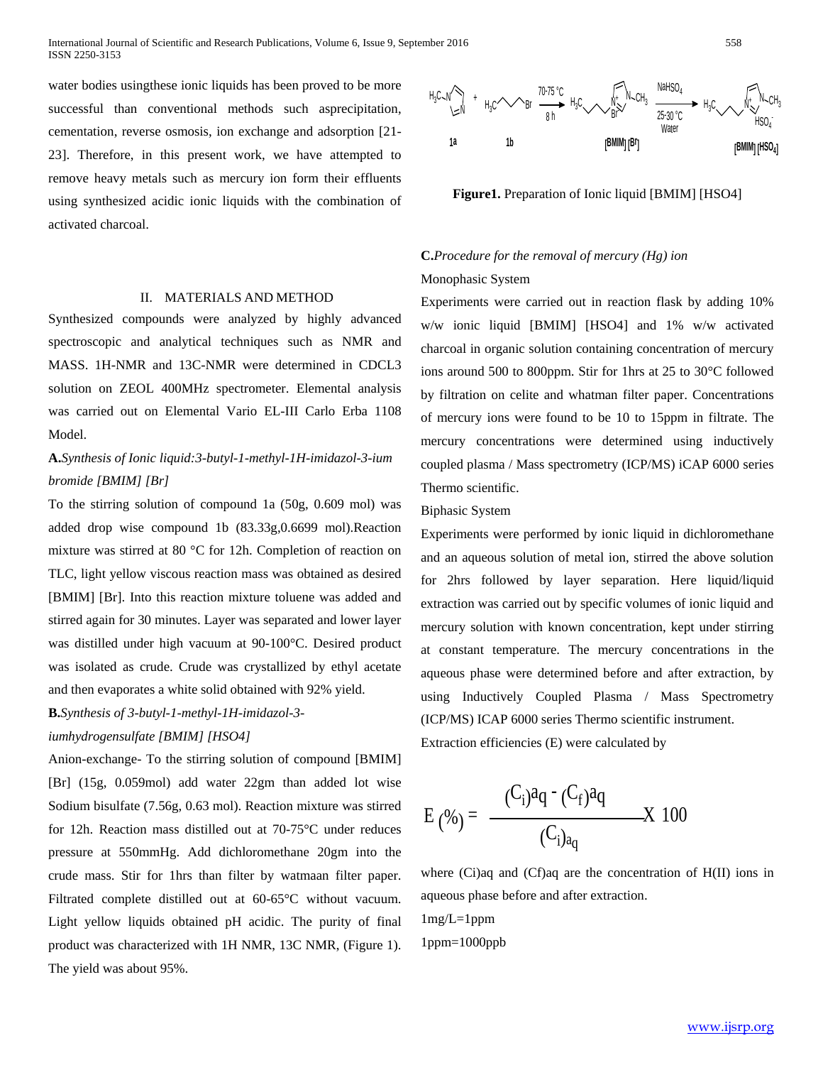water bodies usingthese ionic liquids has been proved to be more successful than conventional methods such asprecipitation, cementation, reverse osmosis, ion exchange and adsorption [21-23]. Therefore, in this present work, we have attempted to remove heavy metals such as mercury ion form their effluents using synthesized acidic ionic liquids with the combination of activated charcoal.

## II. MATERIALS AND METHOD

Synthesized compounds were analyzed by highly advanced spectroscopic and analytical techniques such as NMR and MASS. 1H-NMR and 13C-NMR were determined in CDCL3 solution on ZEOL 400MHz spectrometer. Elemental analysis was carried out on Elemental Vario EL-III Carlo Erba 1108 Model.

### A.*Synthesis of Ionic liquid:3-butyl-1-methyl-1H-imidazol-3-ium bromide [BMIM] [Br]*

To the stirring solution of compound 1a (50g, 0.609 mol) was added drop wise compound 1b (83.33g,0.6699 mol).Reaction mixture was stirred at 80 °C for 12h. Completion of reaction on TLC, light yellow viscous reaction mass was obtained as desired [BMIM] [Br]. Into this reaction mixture toluene was added and stirred again for 30 minutes. Layer was separated and lower layer was distilled under high vacuum at 90-100°C. Desired product was isolated as crude. Crude was crystallized by ethyl acetate and then evaporates a white solid obtained with 92% yield.

### B.*Synthesis of 3-butyl-1-methyl-1H-imidazol-3-iumhydrogensulfate [BMIM] [HSO4]*

Anion-exchange- To the stirring solution of compound [BMIM] [Br] (15g, 0.059mol) add water 22gm than added lot wise Sodium bisulfate (7.56g, 0.63 mol). Reaction mixture was stirred for 12h. Reaction mass distilled out at 70-75°C under reduces pressure at 550mmHg. Add dichloromethane 20gm into the crude mass. Stir for 1hrs than filter by watmaan filter paper. Filtrated complete distilled out at 60-65°C without vacuum. Light yellow liquids obtained pH acidic. The purity of final product was characterized with 1H NMR, 13C NMR, (Figure 1). The yield was about 95%.

**Figure1.** Preparation of Ionic liquid [BMIM] [HSO4]

### C.*Procedure for the removal of mercury (Hg) ion*

Monophasic System

Experiments were carried out in reaction flask by adding 10% w/w ionic liquid [BMIM] [HSO4] and 1% w/w activated charcoal in organic solution containing concentration of mercury ions around 500 to 800ppm. Stir for 1hrs at 25 to 30°C followed by filtration on celite and whatman filter paper. Concentrations of mercury ions were found to be 10 to 15ppm in filtrate. The mercury concentrations were determined using inductively coupled plasma / Mass spectrometry (ICP/MS) iCAP 6000 series Thermo scientific.

Biphasic System

Experiments were performed by ionic liquid in dichloromethane and an aqueous solution of metal ion, stirred the above solution for 2hrs followed by layer separation. Here liquid/liquid extraction was carried out by specific volumes of ionic liquid and mercury solution with known concentration, kept under stirring at constant temperature. The mercury concentrations in the aqueous phase were determined before and after extraction, by using Inductively Coupled Plasma / Mass Spectrometry (ICP/MS) ICAP 6000 series Thermo scientific instrument.

Extraction efficiencies (E) were calculated by

$$E\,(\%) = \frac{(C_i)aq - (C_f)aq}{(C_i)_{aq}} X\ 100$$

where (Ci)aq and (Cf)aq are the concentration of H(II) ions in aqueous phase before and after extraction.

1mg/L=1ppm

1ppm=1000ppb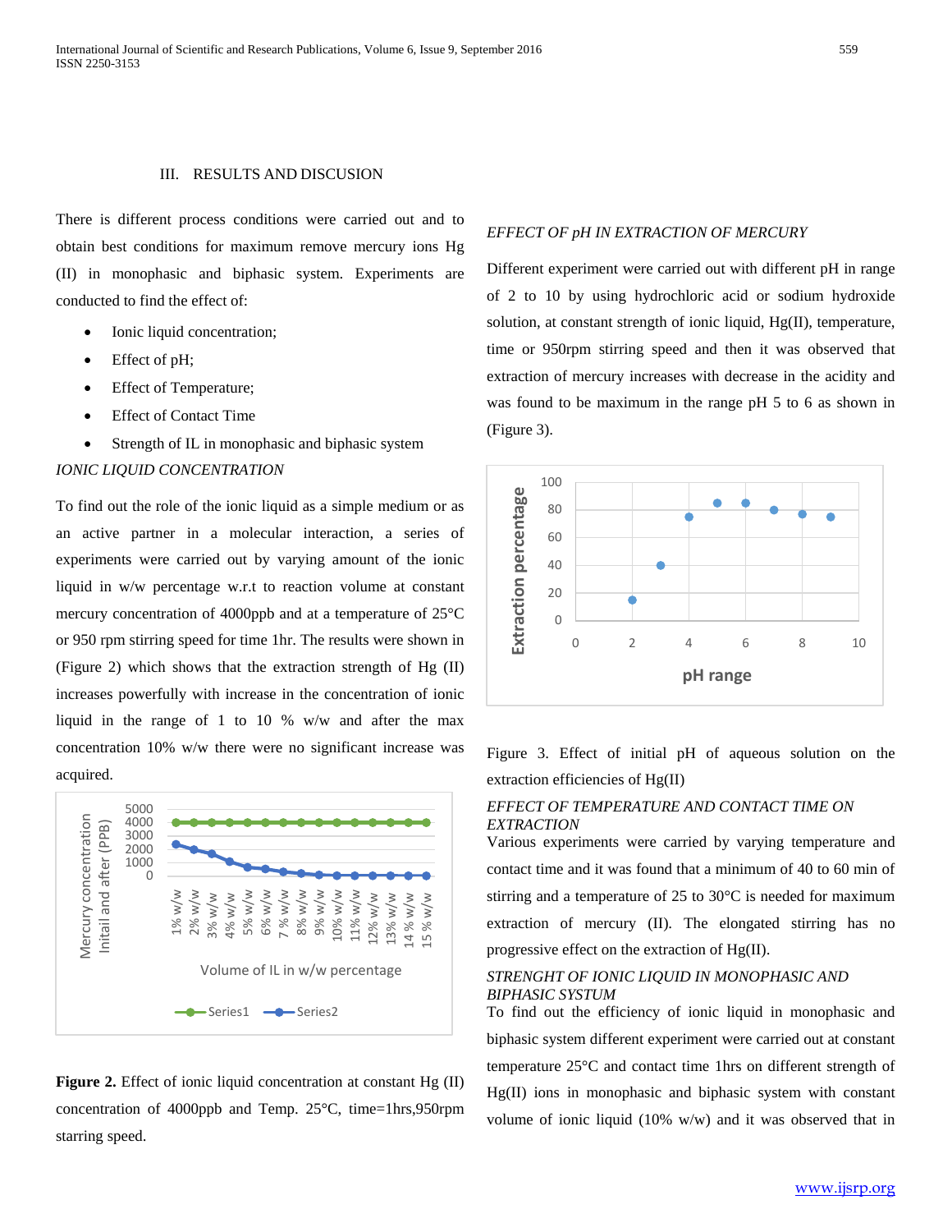## III. RESULTS AND DISCUSION

There is different process conditions were carried out and to obtain best conditions for maximum remove mercury ions Hg (II) in monophasic and biphasic system. Experiments are conducted to find the effect of:

- Ionic liquid concentration;
- Effect of pH;
- Effect of Temperature;
- Effect of Contact Time
- Strength of IL in monophasic and biphasic system

*IONIC LIQUID CONCENTRATION*

To find out the role of the ionic liquid as a simple medium or as an active partner in a molecular interaction, a series of experiments were carried out by varying amount of the ionic liquid in w/w percentage w.r.t to reaction volume at constant mercury concentration of 4000ppb and at a temperature of 25°C or 950 rpm stirring speed for time 1hr. The results were shown in (Figure 2) which shows that the extraction strength of Hg (II) increases powerfully with increase in the concentration of ionic liquid in the range of 1 to 10 % w/w and after the max concentration 10% w/w there were no significant increase was acquired.

**Figure 2.** Effect of ionic liquid concentration at constant Hg (II) concentration of 4000ppb and Temp. 25°C, time=1hrs,950rpm starring speed.

*EFFECT OF pH IN EXTRACTION OF MERCURY*

Different experiment were carried out with different pH in range of 2 to 10 by using hydrochloric acid or sodium hydroxide solution, at constant strength of ionic liquid, Hg(II), temperature, time or 950rpm stirring speed and then it was observed that extraction of mercury increases with decrease in the acidity and was found to be maximum in the range pH 5 to 6 as shown in (Figure 3).

Figure 3. Effect of initial pH of aqueous solution on the extraction efficiencies of Hg(II)

*EFFECT OF TEMPERATURE AND CONTACT TIME ON EXTRACTION*

Various experiments were carried by varying temperature and contact time and it was found that a minimum of 40 to 60 min of stirring and a temperature of 25 to 30°C is needed for maximum extraction of mercury (II). The elongated stirring has no progressive effect on the extraction of Hg(II).

*STRENGHT OF IONIC LIQUID IN MONOPHASIC AND BIPHASIC SYSTUM*

To find out the efficiency of ionic liquid in monophasic and biphasic system different experiment were carried out at constant temperature 25°C and contact time 1hrs on different strength of Hg(II) ions in monophasic and biphasic system with constant volume of ionic liquid (10% w/w) and it was observed that in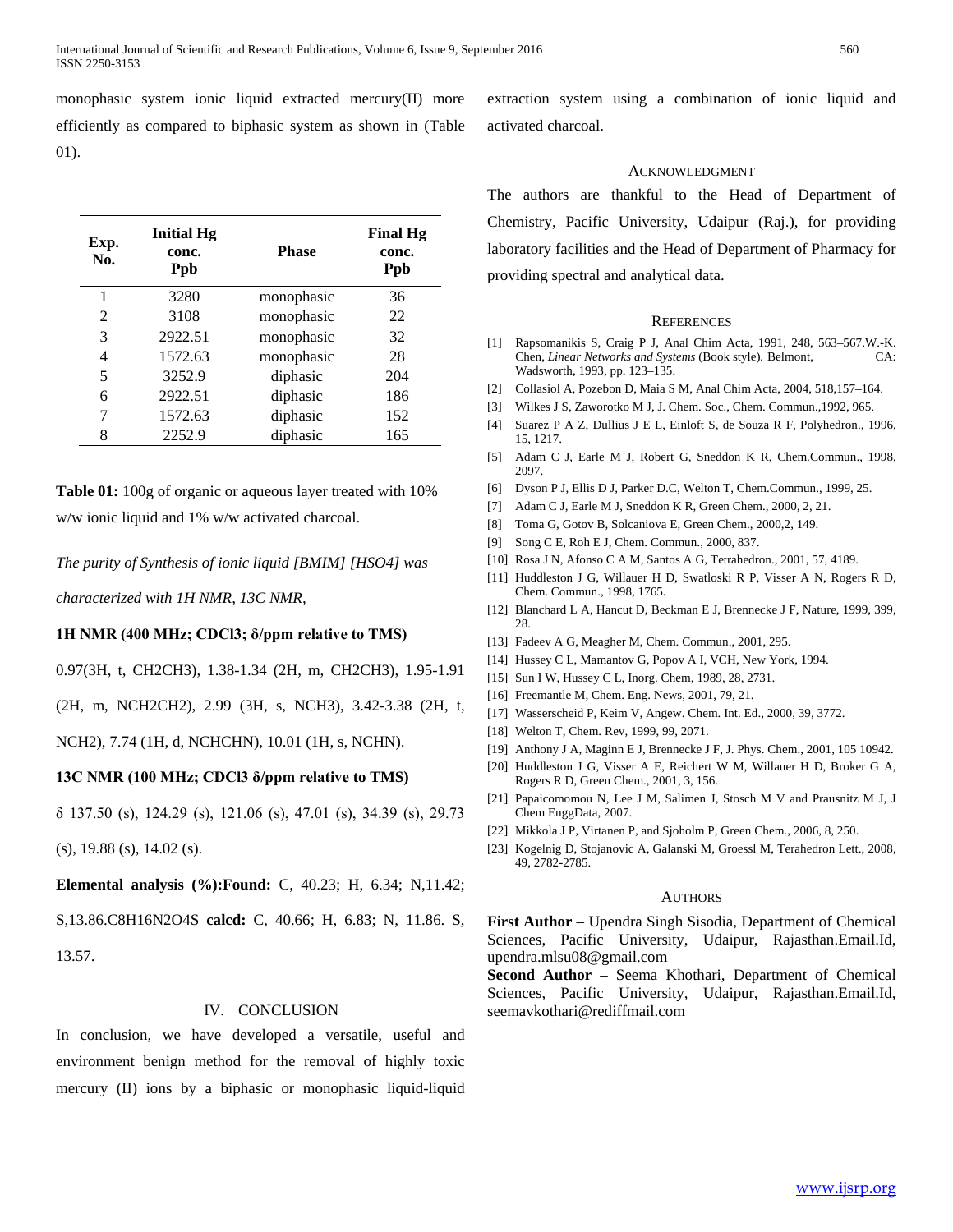monophasic system ionic liquid extracted mercury(II) more efficiently as compared to biphasic system as shown in (Table 01).

| Exp. No. | Initial Hg conc. Ppb | Phase | Final Hg conc. Ppb |
|---|---|---|---|
| 1 | 3280 | monophasic | 36 |
| 2 | 3108 | monophasic | 22 |
| 3 | 2922.51 | monophasic | 32 |
| 4 | 1572.63 | monophasic | 28 |
| 5 | 3252.9 | diphasic | 204 |
| 6 | 2922.51 | diphasic | 186 |
| 7 | 1572.63 | diphasic | 152 |
| 8 | 2252.9 | diphasic | 165 |

**Table 01:** 100g of organic or aqueous layer treated with 10% w/w ionic liquid and 1% w/w activated charcoal.

*The purity of Synthesis of ionic liquid [BMIM] [HSO4] was characterized with 1H NMR, 13C NMR,*

**1H NMR (400 MHz; $CDCl_3$; δ/ppm relative to TMS)**

0.97(3H, t, $CH_2CH_3$), 1.38-1.34 (2H, m, $CH_2CH_3$), 1.95-1.91 (2H, m, $NCH_2CH_2$), 2.99 (3H, s, $NCH_3$), 3.42-3.38 (2H, t, $NCH_2$), 7.74 (1H, d, NCHCHN), 10.01 (1H, s, NCHN).

**13C NMR (100 MHz; $CDCl_3$ δ/ppm relative to TMS)**

δ 137.50 (s), 124.29 (s), 121.06 (s), 47.01 (s), 34.39 (s), 29.73 (s), 19.88 (s), 14.02 (s).

**Elemental analysis (%):Found:** C, 40.23; H, 6.34; N,11.42; S,13.86.$C_8H_{16}N_2O_4S$ **calcd:** C, 40.66; H, 6.83; N, 11.86. S, 13.57.

## IV. CONCLUSION

In conclusion, we have developed a versatile, useful and environment benign method for the removal of highly toxic mercury (II) ions by a biphasic or monophasic liquid-liquid extraction system using a combination of ionic liquid and activated charcoal.

## ACKNOWLEDGMENT

The authors are thankful to the Head of Department of Chemistry, Pacific University, Udaipur (Raj.), for providing laboratory facilities and the Head of Department of Pharmacy for providing spectral and analytical data.

## REFERENCES

[1] Rapsomanikis S, Craig P J, Anal Chim Acta, 1991, 248, 563–567.W.-K. Chen, *Linear Networks and Systems* (Book style). Belmont, CA: Wadsworth, 1993, pp. 123–135.

[2] Collasiol A, Pozebon D, Maia S M, Anal Chim Acta, 2004, 518,157–164.

[3] Wilkes J S, Zaworotko M J, J. Chem. Soc., Chem. Commun.,1992, 965.

[4] Suarez P A Z, Dullius J E L, Einloft S, de Souza R F, Polyhedron., 1996, 15, 1217.

[5] Adam C J, Earle M J, Robert G, Sneddon K R, Chem.Commun., 1998, 2097.

[6] Dyson P J, Ellis D J, Parker D.C, Welton T, Chem.Commun., 1999, 25.

[7] Adam C J, Earle M J, Sneddon K R, Green Chem., 2000, 2, 21.

[8] Toma G, Gotov B, Solcaniova E, Green Chem., 2000,2, 149.

[9] Song C E, Roh E J, Chem. Commun., 2000, 837.

[10] Rosa J N, Afonso C A M, Santos A G, Tetrahedron., 2001, 57, 4189.

[11] Huddleston J G, Willauer H D, Swatloski R P, Visser A N, Rogers R D, Chem. Commun., 1998, 1765.

[12] Blanchard L A, Hancut D, Beckman E J, Brennecke J F, Nature, 1999, 399, 28.

[13] Fadeev A G, Meagher M, Chem. Commun., 2001, 295.

[14] Hussey C L, Mamantov G, Popov A I, VCH, New York, 1994.

[15] Sun I W, Hussey C L, Inorg. Chem, 1989, 28, 2731.

[16] Freemantle M, Chem. Eng. News, 2001, 79, 21.

[17] Wasserscheid P, Keim V, Angew. Chem. Int. Ed., 2000, 39, 3772.

[18] Welton T, Chem. Rev, 1999, 99, 2071.

[19] Anthony J A, Maginn E J, Brennecke J F, J. Phys. Chem., 2001, 105 10942.

[20] Huddleston J G, Visser A E, Reichert W M, Willauer H D, Broker G A, Rogers R D, Green Chem., 2001, 3, 156.

[21] Papaicomomou N, Lee J M, Salimen J, Stosch M V and Prausnitz M J, J Chem EnggData, 2007.

[22] Mikkola J P, Virtanen P, and Sjoholm P, Green Chem., 2006, 8, 250.

[23] Kogelnig D, Stojanovic A, Galanski M, Groessl M, Terahedron Lett., 2008, 49, 2782-2785.

## AUTHORS

**First Author** – Upendra Singh Sisodia, Department of Chemical Sciences, Pacific University, Udaipur, Rajasthan.Email.Id, upendra.mlsu08@gmail.com

**Second Author** – Seema Khothari, Department of Chemical Sciences, Pacific University, Udaipur, Rajasthan.Email.Id, seemavkothari@rediffmail.com